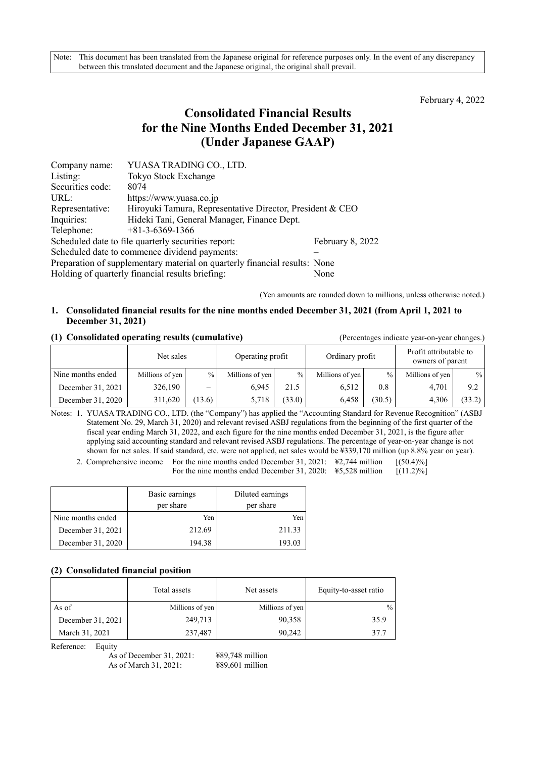Note: This document has been translated from the Japanese original for reference purposes only. In the event of any discrepancy between this translated document and the Japanese original, the original shall prevail.

February 4, 2022

# Consolidated Financial Results for the Nine Months Ended December 31, 2021 (Under Japanese GAAP)

| | |
|---|---|
| Company name: | YUASA TRADING CO., LTD. |
| Listing: | Tokyo Stock Exchange |
| Securities code: | 8074 |
| URL: | https://www.yuasa.co.jp |
| Representative: | Hiroyuki Tamura, Representative Director, President & CEO |
| Inquiries: | Hideki Tani, General Manager, Finance Dept. |
| Telephone: | +81-3-6369-1366 |

Scheduled date to file quarterly securities report: February 8, 2022
Scheduled date to commence dividend payments: –
Preparation of supplementary material on quarterly financial results: None
Holding of quarterly financial results briefing: None

(Yen amounts are rounded down to millions, unless otherwise noted.)

## 1. Consolidated financial results for the nine months ended December 31, 2021 (from April 1, 2021 to December 31, 2021)

### (1) Consolidated operating results (cumulative)

(Percentages indicate year-on-year changes.)

| | Net sales | | Operating profit | | Ordinary profit | | Profit attributable to owners of parent | |
|---|---|---|---|---|---|---|---|---|
| Nine months ended | Millions of yen | % | Millions of yen | % | Millions of yen | % | Millions of yen | % |
| December 31, 2021 | 326,190 | – | 6,945 | 21.5 | 6,512 | 0.8 | 4,701 | 9.2 |
| December 31, 2020 | 311,620 | (13.6) | 5,718 | (33.0) | 6,458 | (30.5) | 4,306 | (33.2) |

Notes: 1. YUASA TRADING CO., LTD. (the "Company") has applied the "Accounting Standard for Revenue Recognition" (ASBJ Statement No. 29, March 31, 2020) and relevant revised ASBJ regulations from the beginning of the first quarter of the fiscal year ending March 31, 2022, and each figure for the nine months ended December 31, 2021, is the figure after applying said accounting standard and relevant revised ASBJ regulations. The percentage of year-on-year change is not shown for net sales. If said standard, etc. were not applied, net sales would be ¥339,170 million (up 8.8% year on year).

2. Comprehensive income For the nine months ended December 31, 2021: ¥2,744 million [(50.4)%]
For the nine months ended December 31, 2020: ¥5,528 million [(11.2)%]

| | Basic earnings per share | Diluted earnings per share |
|---|---|---|
| Nine months ended | Yen | Yen |
| December 31, 2021 | 212.69 | 211.33 |
| December 31, 2020 | 194.38 | 193.03 |

### (2) Consolidated financial position

| | Total assets | Net assets | Equity-to-asset ratio |
|---|---|---|---|
| As of | Millions of yen | Millions of yen | % |
| December 31, 2021 | 249,713 | 90,358 | 35.9 |
| March 31, 2021 | 237,487 | 90,242 | 37.7 |

Reference: Equity
As of December 31, 2021: ¥89,748 million
As of March 31, 2021: ¥89,601 million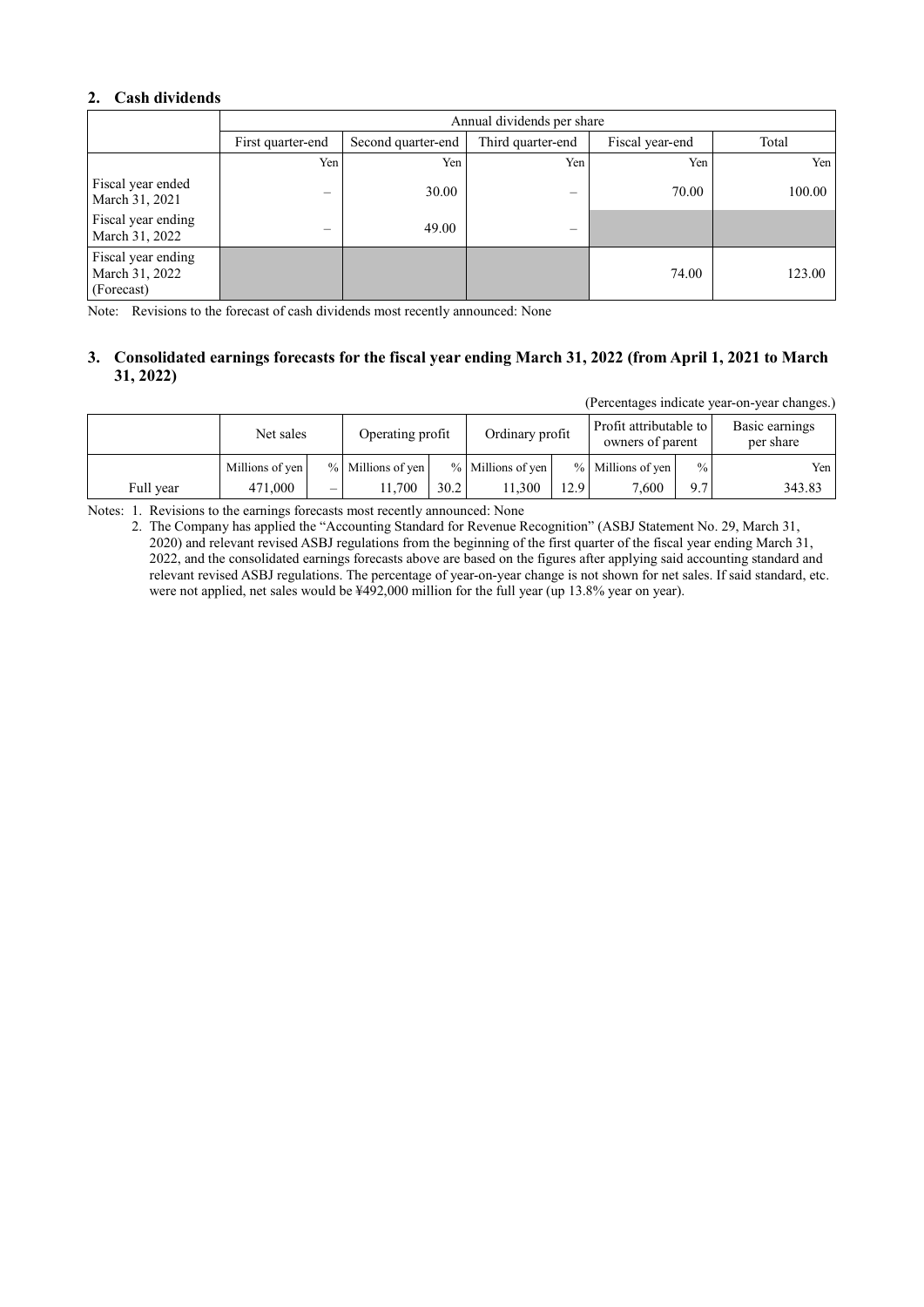## 2. Cash dividends

| | Annual dividends per share | | | | |
|---|---|---|---|---|---|
| | First quarter-end | Second quarter-end | Third quarter-end | Fiscal year-end | Total |
| | Yen | Yen | Yen | Yen | Yen |
| Fiscal year ended March 31, 2021 | – | 30.00 | – | 70.00 | 100.00 |
| Fiscal year ending March 31, 2022 | – | 49.00 | – | | |
| Fiscal year ending March 31, 2022 (Forecast) | | | | 74.00 | 123.00 |

Note: Revisions to the forecast of cash dividends most recently announced: None

## 3. Consolidated earnings forecasts for the fiscal year ending March 31, 2022 (from April 1, 2021 to March 31, 2022)

(Percentages indicate year-on-year changes.)

| | Net sales | | Operating profit | | Ordinary profit | | Profit attributable to owners of parent | | Basic earnings per share |
|---|---|---|---|---|---|---|---|---|---|
| | Millions of yen | % | Millions of yen | % | Millions of yen | % | Millions of yen | % | Yen |
| Full year | 471,000 | – | 11,700 | 30.2 | 11,300 | 12.9 | 7,600 | 9.7 | 343.83 |

Notes: 1. Revisions to the earnings forecasts most recently announced: None

2. The Company has applied the "Accounting Standard for Revenue Recognition" (ASBJ Statement No. 29, March 31, 2020) and relevant revised ASBJ regulations from the beginning of the first quarter of the fiscal year ending March 31, 2022, and the consolidated earnings forecasts above are based on the figures after applying said accounting standard and relevant revised ASBJ regulations. The percentage of year-on-year change is not shown for net sales. If said standard, etc. were not applied, net sales would be ¥492,000 million for the full year (up 13.8% year on year).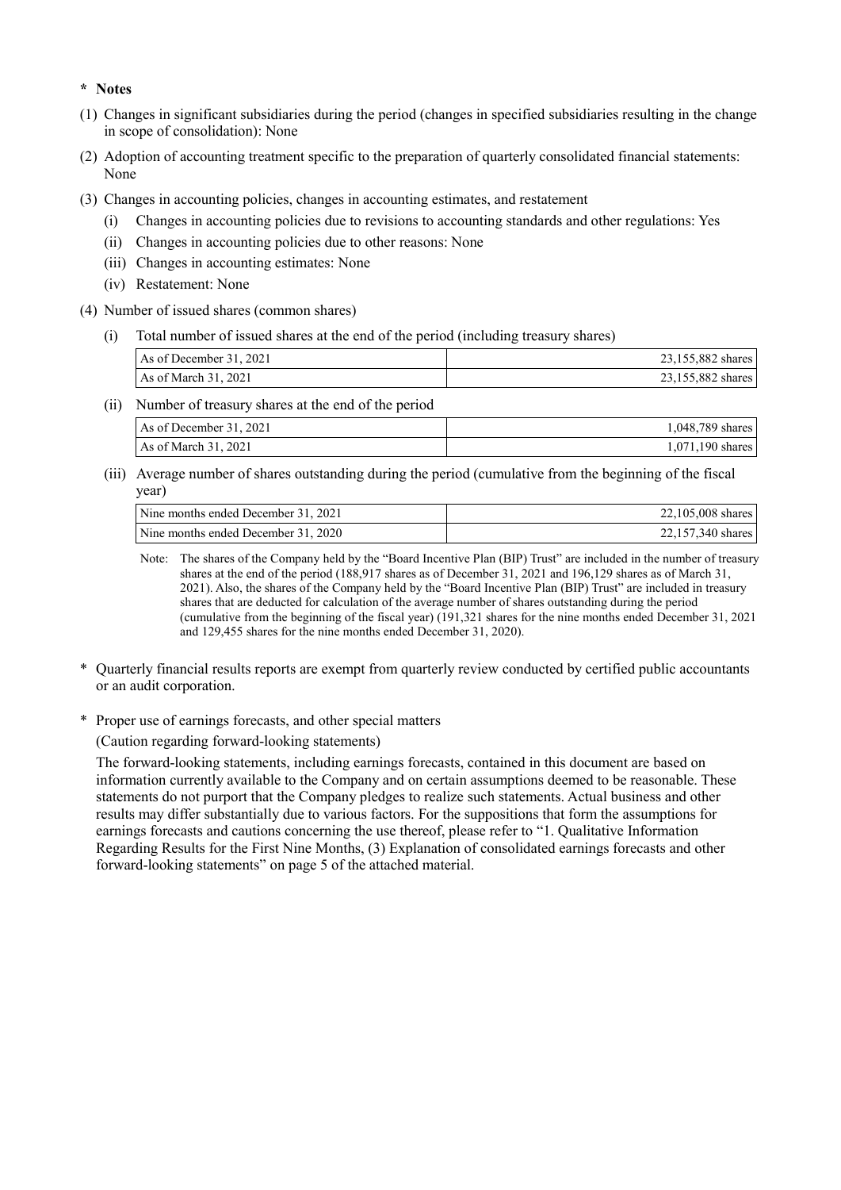**\* Notes**

(1) Changes in significant subsidiaries during the period (changes in specified subsidiaries resulting in the change in scope of consolidation): None

(2) Adoption of accounting treatment specific to the preparation of quarterly consolidated financial statements: None

(3) Changes in accounting policies, changes in accounting estimates, and restatement

  (i) Changes in accounting policies due to revisions to accounting standards and other regulations: Yes

  (ii) Changes in accounting policies due to other reasons: None

  (iii) Changes in accounting estimates: None

  (iv) Restatement: None

(4) Number of issued shares (common shares)

  (i) Total number of issued shares at the end of the period (including treasury shares)

| | |
|---|---|
| As of December 31, 2021 | 23,155,882 shares |
| As of March 31, 2021 | 23,155,882 shares |

  (ii) Number of treasury shares at the end of the period

| | |
|---|---|
| As of December 31, 2021 | 1,048,789 shares |
| As of March 31, 2021 | 1,071,190 shares |

  (iii) Average number of shares outstanding during the period (cumulative from the beginning of the fiscal year)

| | |
|---|---|
| Nine months ended December 31, 2021 | 22,105,008 shares |
| Nine months ended December 31, 2020 | 22,157,340 shares |

Note: The shares of the Company held by the "Board Incentive Plan (BIP) Trust" are included in the number of treasury shares at the end of the period (188,917 shares as of December 31, 2021 and 196,129 shares as of March 31, 2021). Also, the shares of the Company held by the "Board Incentive Plan (BIP) Trust" are included in treasury shares that are deducted for calculation of the average number of shares outstanding during the period (cumulative from the beginning of the fiscal year) (191,321 shares for the nine months ended December 31, 2021 and 129,455 shares for the nine months ended December 31, 2020).

\* Quarterly financial results reports are exempt from quarterly review conducted by certified public accountants or an audit corporation.

\* Proper use of earnings forecasts, and other special matters

(Caution regarding forward-looking statements)

The forward-looking statements, including earnings forecasts, contained in this document are based on information currently available to the Company and on certain assumptions deemed to be reasonable. These statements do not purport that the Company pledges to realize such statements. Actual business and other results may differ substantially due to various factors. For the suppositions that form the assumptions for earnings forecasts and cautions concerning the use thereof, please refer to "1. Qualitative Information Regarding Results for the First Nine Months, (3) Explanation of consolidated earnings forecasts and other forward-looking statements" on page 5 of the attached material.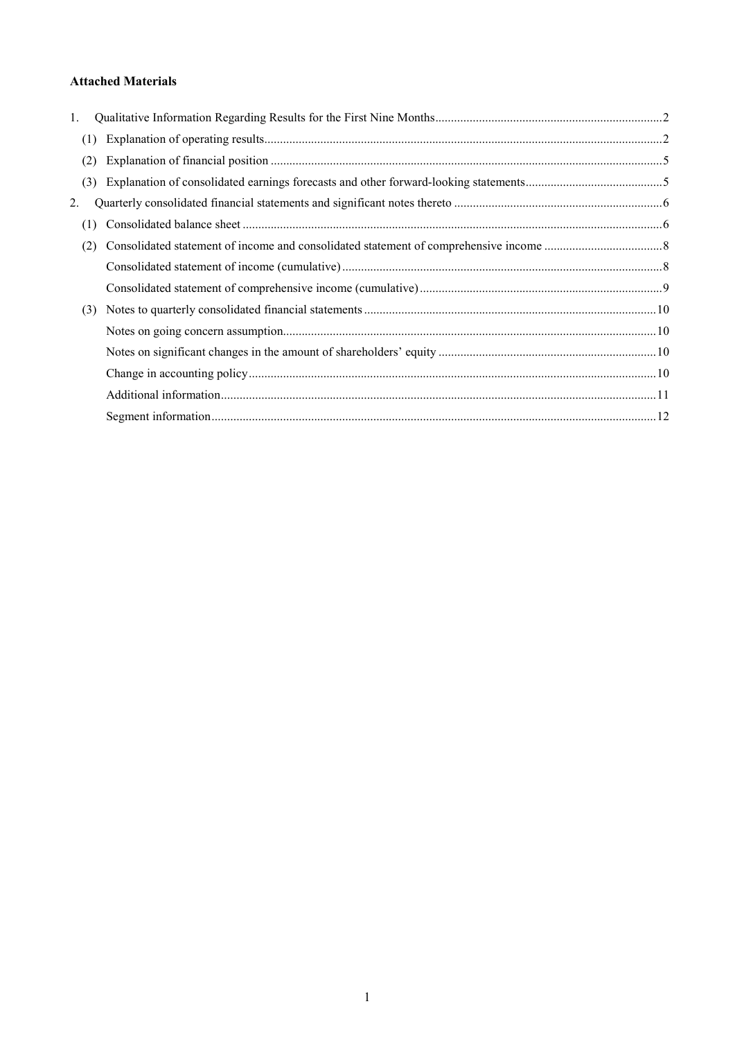**Attached Materials**

1. Qualitative Information Regarding Results for the First Nine Months ........ 2
   (1) Explanation of operating results ........ 2
   (2) Explanation of financial position ........ 5
   (3) Explanation of consolidated earnings forecasts and other forward-looking statements ........ 5
2. Quarterly consolidated financial statements and significant notes thereto ........ 6
   (1) Consolidated balance sheet ........ 6
   (2) Consolidated statement of income and consolidated statement of comprehensive income ........ 8
       Consolidated statement of income (cumulative) ........ 8
       Consolidated statement of comprehensive income (cumulative) ........ 9
   (3) Notes to quarterly consolidated financial statements ........ 10
       Notes on going concern assumption ........ 10
       Notes on significant changes in the amount of shareholders' equity ........ 10
       Change in accounting policy ........ 10
       Additional information ........ 11
       Segment information ........ 12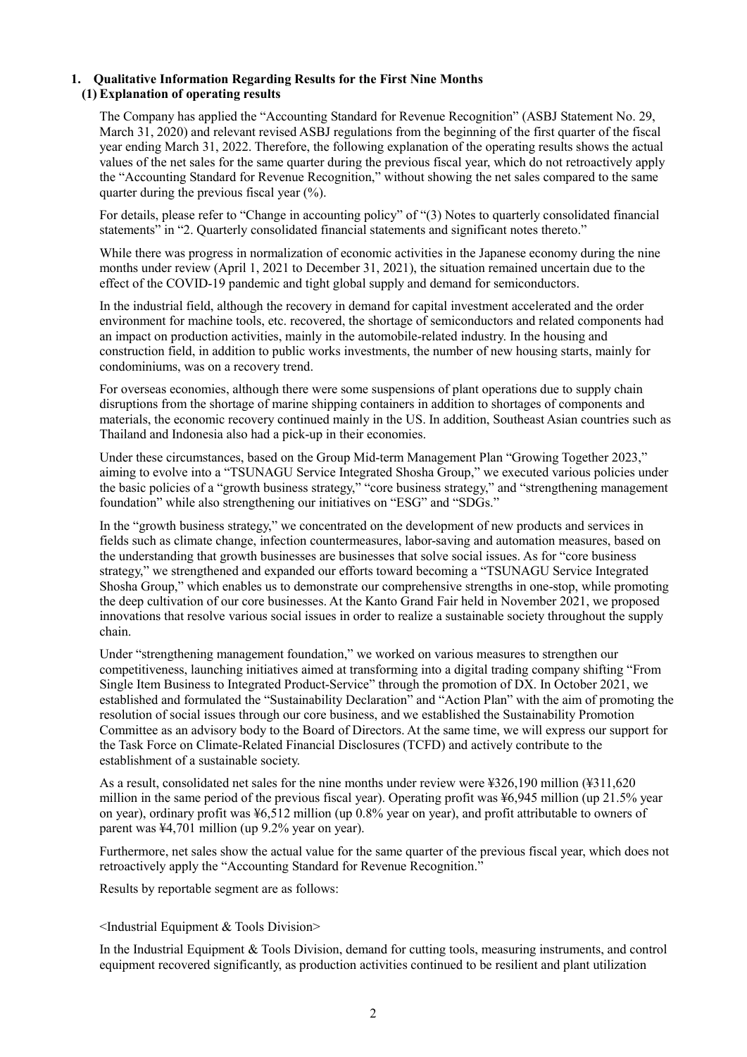## 1. Qualitative Information Regarding Results for the First Nine Months

### (1) Explanation of operating results

The Company has applied the "Accounting Standard for Revenue Recognition" (ASBJ Statement No. 29, March 31, 2020) and relevant revised ASBJ regulations from the beginning of the first quarter of the fiscal year ending March 31, 2022. Therefore, the following explanation of the operating results shows the actual values of the net sales for the same quarter during the previous fiscal year, which do not retroactively apply the "Accounting Standard for Revenue Recognition," without showing the net sales compared to the same quarter during the previous fiscal year (%).

For details, please refer to "Change in accounting policy" of "(3) Notes to quarterly consolidated financial statements" in "2. Quarterly consolidated financial statements and significant notes thereto."

While there was progress in normalization of economic activities in the Japanese economy during the nine months under review (April 1, 2021 to December 31, 2021), the situation remained uncertain due to the effect of the COVID-19 pandemic and tight global supply and demand for semiconductors.

In the industrial field, although the recovery in demand for capital investment accelerated and the order environment for machine tools, etc. recovered, the shortage of semiconductors and related components had an impact on production activities, mainly in the automobile-related industry. In the housing and construction field, in addition to public works investments, the number of new housing starts, mainly for condominiums, was on a recovery trend.

For overseas economies, although there were some suspensions of plant operations due to supply chain disruptions from the shortage of marine shipping containers in addition to shortages of components and materials, the economic recovery continued mainly in the US. In addition, Southeast Asian countries such as Thailand and Indonesia also had a pick-up in their economies.

Under these circumstances, based on the Group Mid-term Management Plan "Growing Together 2023," aiming to evolve into a "TSUNAGU Service Integrated Shosha Group," we executed various policies under the basic policies of a "growth business strategy," "core business strategy," and "strengthening management foundation" while also strengthening our initiatives on "ESG" and "SDGs."

In the "growth business strategy," we concentrated on the development of new products and services in fields such as climate change, infection countermeasures, labor-saving and automation measures, based on the understanding that growth businesses are businesses that solve social issues. As for "core business strategy," we strengthened and expanded our efforts toward becoming a "TSUNAGU Service Integrated Shosha Group," which enables us to demonstrate our comprehensive strengths in one-stop, while promoting the deep cultivation of our core businesses. At the Kanto Grand Fair held in November 2021, we proposed innovations that resolve various social issues in order to realize a sustainable society throughout the supply chain.

Under "strengthening management foundation," we worked on various measures to strengthen our competitiveness, launching initiatives aimed at transforming into a digital trading company shifting "From Single Item Business to Integrated Product-Service" through the promotion of DX. In October 2021, we established and formulated the "Sustainability Declaration" and "Action Plan" with the aim of promoting the resolution of social issues through our core business, and we established the Sustainability Promotion Committee as an advisory body to the Board of Directors. At the same time, we will express our support for the Task Force on Climate-Related Financial Disclosures (TCFD) and actively contribute to the establishment of a sustainable society.

As a result, consolidated net sales for the nine months under review were ¥326,190 million (¥311,620 million in the same period of the previous fiscal year). Operating profit was ¥6,945 million (up 21.5% year on year), ordinary profit was ¥6,512 million (up 0.8% year on year), and profit attributable to owners of parent was ¥4,701 million (up 9.2% year on year).

Furthermore, net sales show the actual value for the same quarter of the previous fiscal year, which does not retroactively apply the "Accounting Standard for Revenue Recognition."

Results by reportable segment are as follows:

<Industrial Equipment & Tools Division>

In the Industrial Equipment & Tools Division, demand for cutting tools, measuring instruments, and control equipment recovered significantly, as production activities continued to be resilient and plant utilization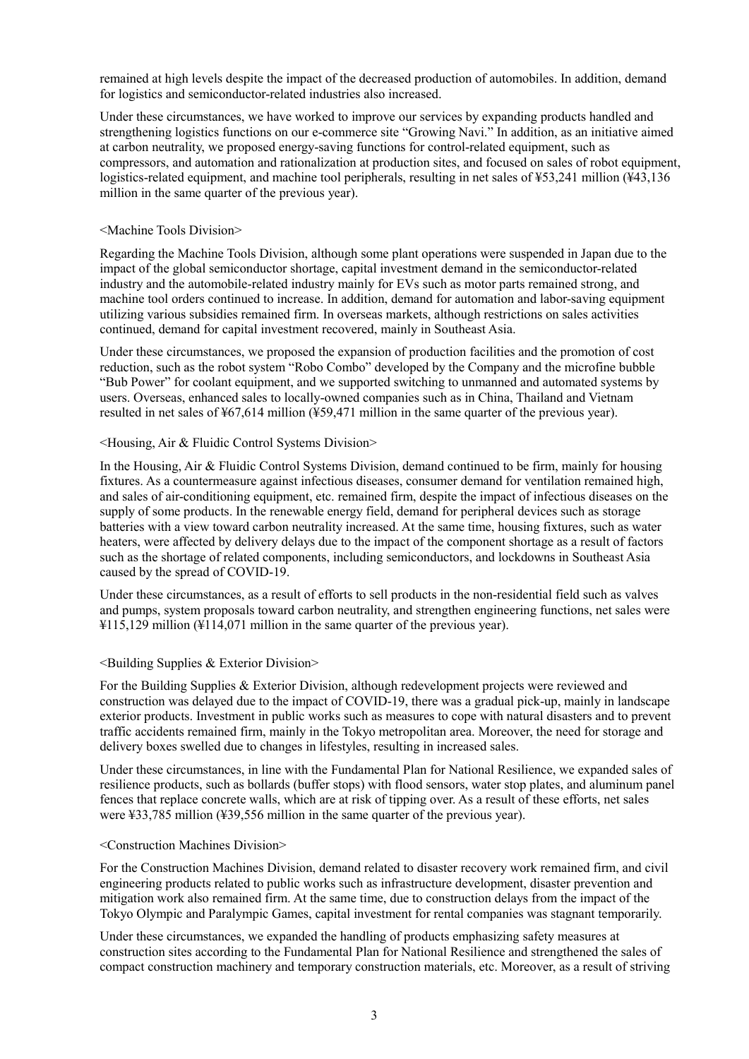remained at high levels despite the impact of the decreased production of automobiles. In addition, demand for logistics and semiconductor-related industries also increased.

Under these circumstances, we have worked to improve our services by expanding products handled and strengthening logistics functions on our e-commerce site "Growing Navi." In addition, as an initiative aimed at carbon neutrality, we proposed energy-saving functions for control-related equipment, such as compressors, and automation and rationalization at production sites, and focused on sales of robot equipment, logistics-related equipment, and machine tool peripherals, resulting in net sales of ¥53,241 million (¥43,136 million in the same quarter of the previous year).

<Machine Tools Division>

Regarding the Machine Tools Division, although some plant operations were suspended in Japan due to the impact of the global semiconductor shortage, capital investment demand in the semiconductor-related industry and the automobile-related industry mainly for EVs such as motor parts remained strong, and machine tool orders continued to increase. In addition, demand for automation and labor-saving equipment utilizing various subsidies remained firm. In overseas markets, although restrictions on sales activities continued, demand for capital investment recovered, mainly in Southeast Asia.

Under these circumstances, we proposed the expansion of production facilities and the promotion of cost reduction, such as the robot system "Robo Combo" developed by the Company and the microfine bubble "Bub Power" for coolant equipment, and we supported switching to unmanned and automated systems by users. Overseas, enhanced sales to locally-owned companies such as in China, Thailand and Vietnam resulted in net sales of ¥67,614 million (¥59,471 million in the same quarter of the previous year).

<Housing, Air & Fluidic Control Systems Division>

In the Housing, Air & Fluidic Control Systems Division, demand continued to be firm, mainly for housing fixtures. As a countermeasure against infectious diseases, consumer demand for ventilation remained high, and sales of air-conditioning equipment, etc. remained firm, despite the impact of infectious diseases on the supply of some products. In the renewable energy field, demand for peripheral devices such as storage batteries with a view toward carbon neutrality increased. At the same time, housing fixtures, such as water heaters, were affected by delivery delays due to the impact of the component shortage as a result of factors such as the shortage of related components, including semiconductors, and lockdowns in Southeast Asia caused by the spread of COVID-19.

Under these circumstances, as a result of efforts to sell products in the non-residential field such as valves and pumps, system proposals toward carbon neutrality, and strengthen engineering functions, net sales were ¥115,129 million (¥114,071 million in the same quarter of the previous year).

<Building Supplies & Exterior Division>

For the Building Supplies & Exterior Division, although redevelopment projects were reviewed and construction was delayed due to the impact of COVID-19, there was a gradual pick-up, mainly in landscape exterior products. Investment in public works such as measures to cope with natural disasters and to prevent traffic accidents remained firm, mainly in the Tokyo metropolitan area. Moreover, the need for storage and delivery boxes swelled due to changes in lifestyles, resulting in increased sales.

Under these circumstances, in line with the Fundamental Plan for National Resilience, we expanded sales of resilience products, such as bollards (buffer stops) with flood sensors, water stop plates, and aluminum panel fences that replace concrete walls, which are at risk of tipping over. As a result of these efforts, net sales were ¥33,785 million (¥39,556 million in the same quarter of the previous year).

<Construction Machines Division>

For the Construction Machines Division, demand related to disaster recovery work remained firm, and civil engineering products related to public works such as infrastructure development, disaster prevention and mitigation work also remained firm. At the same time, due to construction delays from the impact of the Tokyo Olympic and Paralympic Games, capital investment for rental companies was stagnant temporarily.

Under these circumstances, we expanded the handling of products emphasizing safety measures at construction sites according to the Fundamental Plan for National Resilience and strengthened the sales of compact construction machinery and temporary construction materials, etc. Moreover, as a result of striving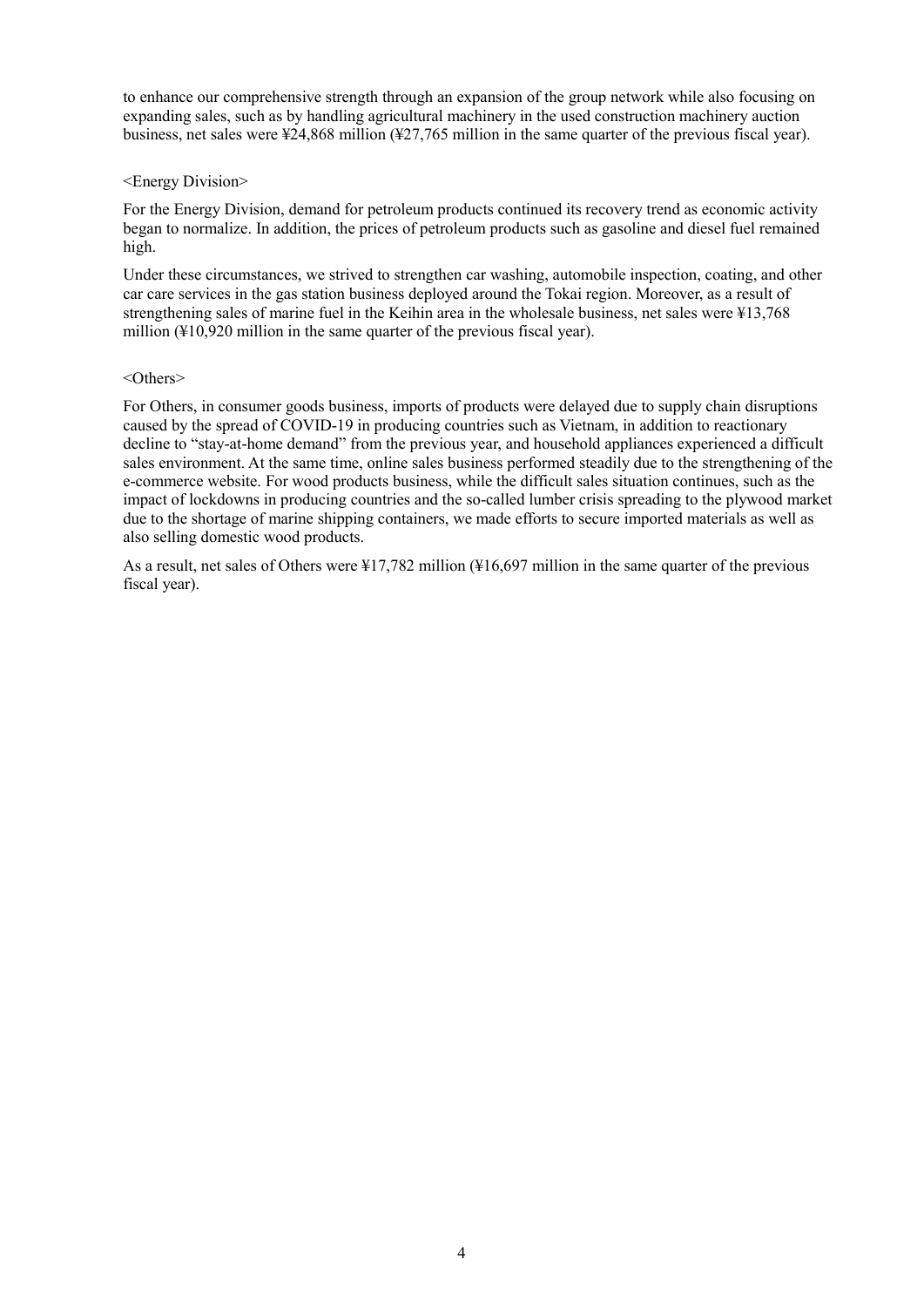to enhance our comprehensive strength through an expansion of the group network while also focusing on expanding sales, such as by handling agricultural machinery in the used construction machinery auction business, net sales were ¥24,868 million (¥27,765 million in the same quarter of the previous fiscal year).

<Energy Division>

For the Energy Division, demand for petroleum products continued its recovery trend as economic activity began to normalize. In addition, the prices of petroleum products such as gasoline and diesel fuel remained high.

Under these circumstances, we strived to strengthen car washing, automobile inspection, coating, and other car care services in the gas station business deployed around the Tokai region. Moreover, as a result of strengthening sales of marine fuel in the Keihin area in the wholesale business, net sales were ¥13,768 million (¥10,920 million in the same quarter of the previous fiscal year).

<Others>

For Others, in consumer goods business, imports of products were delayed due to supply chain disruptions caused by the spread of COVID-19 in producing countries such as Vietnam, in addition to reactionary decline to “stay-at-home demand” from the previous year, and household appliances experienced a difficult sales environment. At the same time, online sales business performed steadily due to the strengthening of the e-commerce website. For wood products business, while the difficult sales situation continues, such as the impact of lockdowns in producing countries and the so-called lumber crisis spreading to the plywood market due to the shortage of marine shipping containers, we made efforts to secure imported materials as well as also selling domestic wood products.

As a result, net sales of Others were ¥17,782 million (¥16,697 million in the same quarter of the previous fiscal year).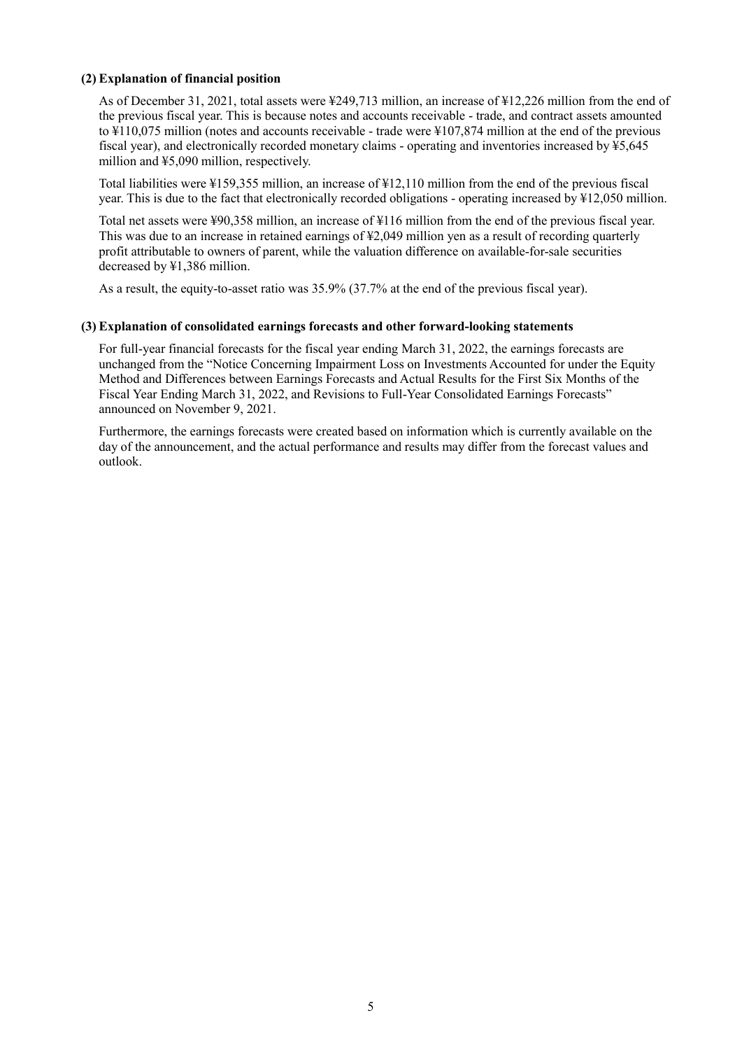### (2) Explanation of financial position

As of December 31, 2021, total assets were ¥249,713 million, an increase of ¥12,226 million from the end of the previous fiscal year. This is because notes and accounts receivable - trade, and contract assets amounted to ¥110,075 million (notes and accounts receivable - trade were ¥107,874 million at the end of the previous fiscal year), and electronically recorded monetary claims - operating and inventories increased by ¥5,645 million and ¥5,090 million, respectively.

Total liabilities were ¥159,355 million, an increase of ¥12,110 million from the end of the previous fiscal year. This is due to the fact that electronically recorded obligations - operating increased by ¥12,050 million.

Total net assets were ¥90,358 million, an increase of ¥116 million from the end of the previous fiscal year. This was due to an increase in retained earnings of ¥2,049 million yen as a result of recording quarterly profit attributable to owners of parent, while the valuation difference on available-for-sale securities decreased by ¥1,386 million.

As a result, the equity-to-asset ratio was 35.9% (37.7% at the end of the previous fiscal year).

### (3) Explanation of consolidated earnings forecasts and other forward-looking statements

For full-year financial forecasts for the fiscal year ending March 31, 2022, the earnings forecasts are unchanged from the "Notice Concerning Impairment Loss on Investments Accounted for under the Equity Method and Differences between Earnings Forecasts and Actual Results for the First Six Months of the Fiscal Year Ending March 31, 2022, and Revisions to Full-Year Consolidated Earnings Forecasts" announced on November 9, 2021.

Furthermore, the earnings forecasts were created based on information which is currently available on the day of the announcement, and the actual performance and results may differ from the forecast values and outlook.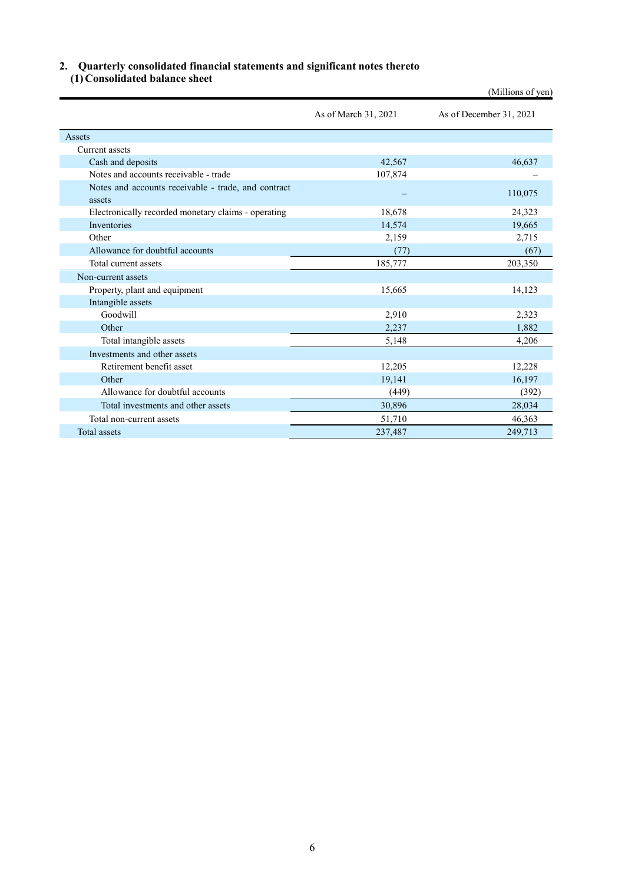## 2. Quarterly consolidated financial statements and significant notes thereto

### (1) Consolidated balance sheet

(Millions of yen)

| | As of March 31, 2021 | As of December 31, 2021 |
|---|---|---|
| Assets | | |
| Current assets | | |
| Cash and deposits | 42,567 | 46,637 |
| Notes and accounts receivable - trade | 107,874 | – |
| Notes and accounts receivable - trade, and contract assets | – | 110,075 |
| Electronically recorded monetary claims - operating | 18,678 | 24,323 |
| Inventories | 14,574 | 19,665 |
| Other | 2,159 | 2,715 |
| Allowance for doubtful accounts | (77) | (67) |
| Total current assets | 185,777 | 203,350 |
| Non-current assets | | |
| Property, plant and equipment | 15,665 | 14,123 |
| Intangible assets | | |
| Goodwill | 2,910 | 2,323 |
| Other | 2,237 | 1,882 |
| Total intangible assets | 5,148 | 4,206 |
| Investments and other assets | | |
| Retirement benefit asset | 12,205 | 12,228 |
| Other | 19,141 | 16,197 |
| Allowance for doubtful accounts | (449) | (392) |
| Total investments and other assets | 30,896 | 28,034 |
| Total non-current assets | 51,710 | 46,363 |
| Total assets | 237,487 | 249,713 |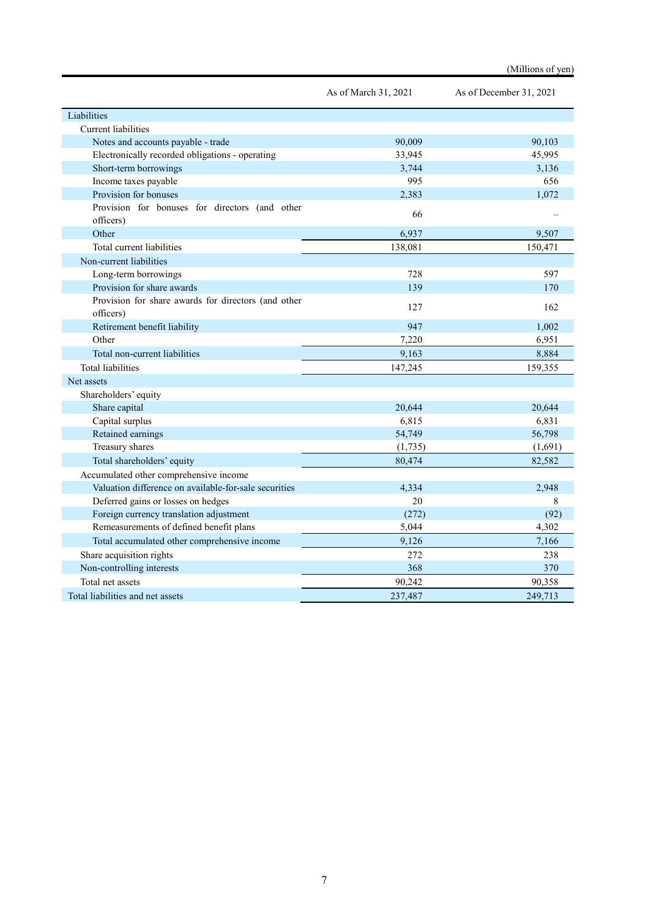(Millions of yen)

| | As of March 31, 2021 | As of December 31, 2021 |
|---|---|---|
| Liabilities | | |
| Current liabilities | | |
| Notes and accounts payable - trade | 90,009 | 90,103 |
| Electronically recorded obligations - operating | 33,945 | 45,995 |
| Short-term borrowings | 3,744 | 3,136 |
| Income taxes payable | 995 | 656 |
| Provision for bonuses | 2,383 | 1,072 |
| Provision for bonuses for directors (and other officers) | 66 | – |
| Other | 6,937 | 9,507 |
| Total current liabilities | 138,081 | 150,471 |
| Non-current liabilities | | |
| Long-term borrowings | 728 | 597 |
| Provision for share awards | 139 | 170 |
| Provision for share awards for directors (and other officers) | 127 | 162 |
| Retirement benefit liability | 947 | 1,002 |
| Other | 7,220 | 6,951 |
| Total non-current liabilities | 9,163 | 8,884 |
| Total liabilities | 147,245 | 159,355 |
| Net assets | | |
| Shareholders' equity | | |
| Share capital | 20,644 | 20,644 |
| Capital surplus | 6,815 | 6,831 |
| Retained earnings | 54,749 | 56,798 |
| Treasury shares | (1,735) | (1,691) |
| Total shareholders' equity | 80,474 | 82,582 |
| Accumulated other comprehensive income | | |
| Valuation difference on available-for-sale securities | 4,334 | 2,948 |
| Deferred gains or losses on hedges | 20 | 8 |
| Foreign currency translation adjustment | (272) | (92) |
| Remeasurements of defined benefit plans | 5,044 | 4,302 |
| Total accumulated other comprehensive income | 9,126 | 7,166 |
| Share acquisition rights | 272 | 238 |
| Non-controlling interests | 368 | 370 |
| Total net assets | 90,242 | 90,358 |
| Total liabilities and net assets | 237,487 | 249,713 |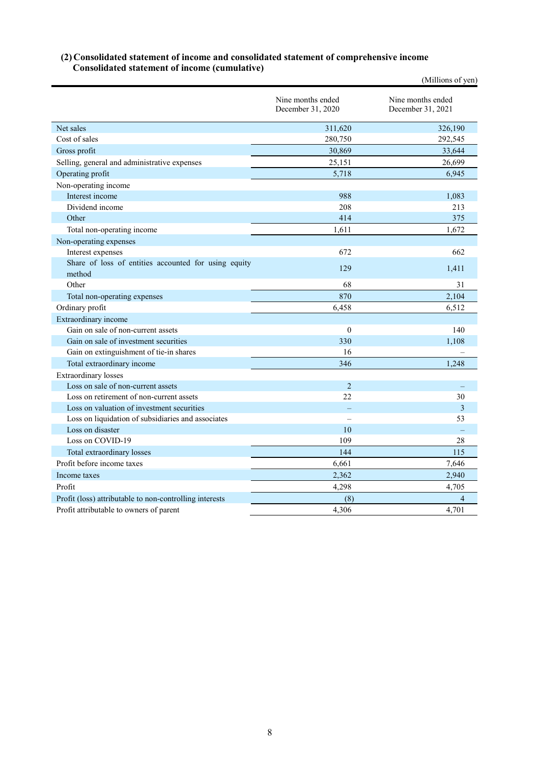### (2) Consolidated statement of income and consolidated statement of comprehensive income
### Consolidated statement of income (cumulative)

(Millions of yen)

| | Nine months ended December 31, 2020 | Nine months ended December 31, 2021 |
|---|---|---|
| Net sales | 311,620 | 326,190 |
| Cost of sales | 280,750 | 292,545 |
| Gross profit | 30,869 | 33,644 |
| Selling, general and administrative expenses | 25,151 | 26,699 |
| Operating profit | 5,718 | 6,945 |
| Non-operating income | | |
| Interest income | 988 | 1,083 |
| Dividend income | 208 | 213 |
| Other | 414 | 375 |
| Total non-operating income | 1,611 | 1,672 |
| Non-operating expenses | | |
| Interest expenses | 672 | 662 |
| Share of loss of entities accounted for using equity method | 129 | 1,411 |
| Other | 68 | 31 |
| Total non-operating expenses | 870 | 2,104 |
| Ordinary profit | 6,458 | 6,512 |
| Extraordinary income | | |
| Gain on sale of non-current assets | 0 | 140 |
| Gain on sale of investment securities | 330 | 1,108 |
| Gain on extinguishment of tie-in shares | 16 | – |
| Total extraordinary income | 346 | 1,248 |
| Extraordinary losses | | |
| Loss on sale of non-current assets | 2 | – |
| Loss on retirement of non-current assets | 22 | 30 |
| Loss on valuation of investment securities | – | 3 |
| Loss on liquidation of subsidiaries and associates | – | 53 |
| Loss on disaster | 10 | – |
| Loss on COVID-19 | 109 | 28 |
| Total extraordinary losses | 144 | 115 |
| Profit before income taxes | 6,661 | 7,646 |
| Income taxes | 2,362 | 2,940 |
| Profit | 4,298 | 4,705 |
| Profit (loss) attributable to non-controlling interests | (8) | 4 |
| Profit attributable to owners of parent | 4,306 | 4,701 |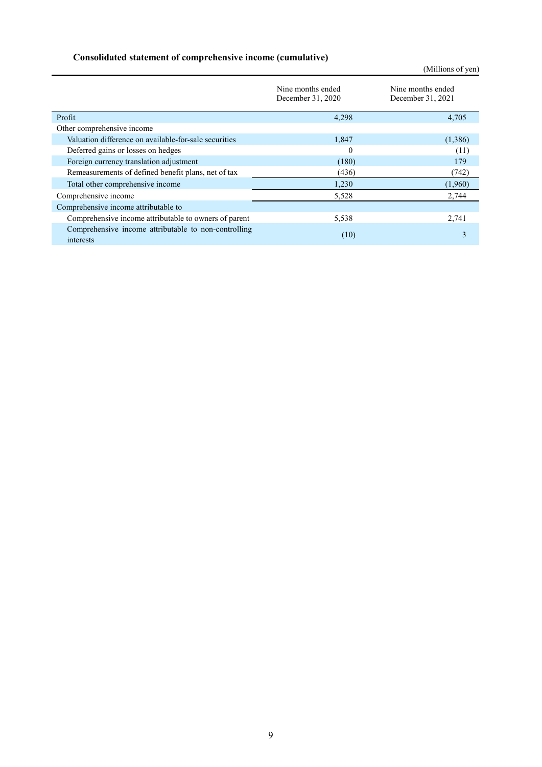**Consolidated statement of comprehensive income (cumulative)**

(Millions of yen)

| | Nine months ended December 31, 2020 | Nine months ended December 31, 2021 |
|---|---|---|
| Profit | 4,298 | 4,705 |
| Other comprehensive income | | |
| Valuation difference on available-for-sale securities | 1,847 | (1,386) |
| Deferred gains or losses on hedges | 0 | (11) |
| Foreign currency translation adjustment | (180) | 179 |
| Remeasurements of defined benefit plans, net of tax | (436) | (742) |
| Total other comprehensive income | 1,230 | (1,960) |
| Comprehensive income | 5,528 | 2,744 |
| Comprehensive income attributable to | | |
| Comprehensive income attributable to owners of parent | 5,538 | 2,741 |
| Comprehensive income attributable to non-controlling interests | (10) | 3 |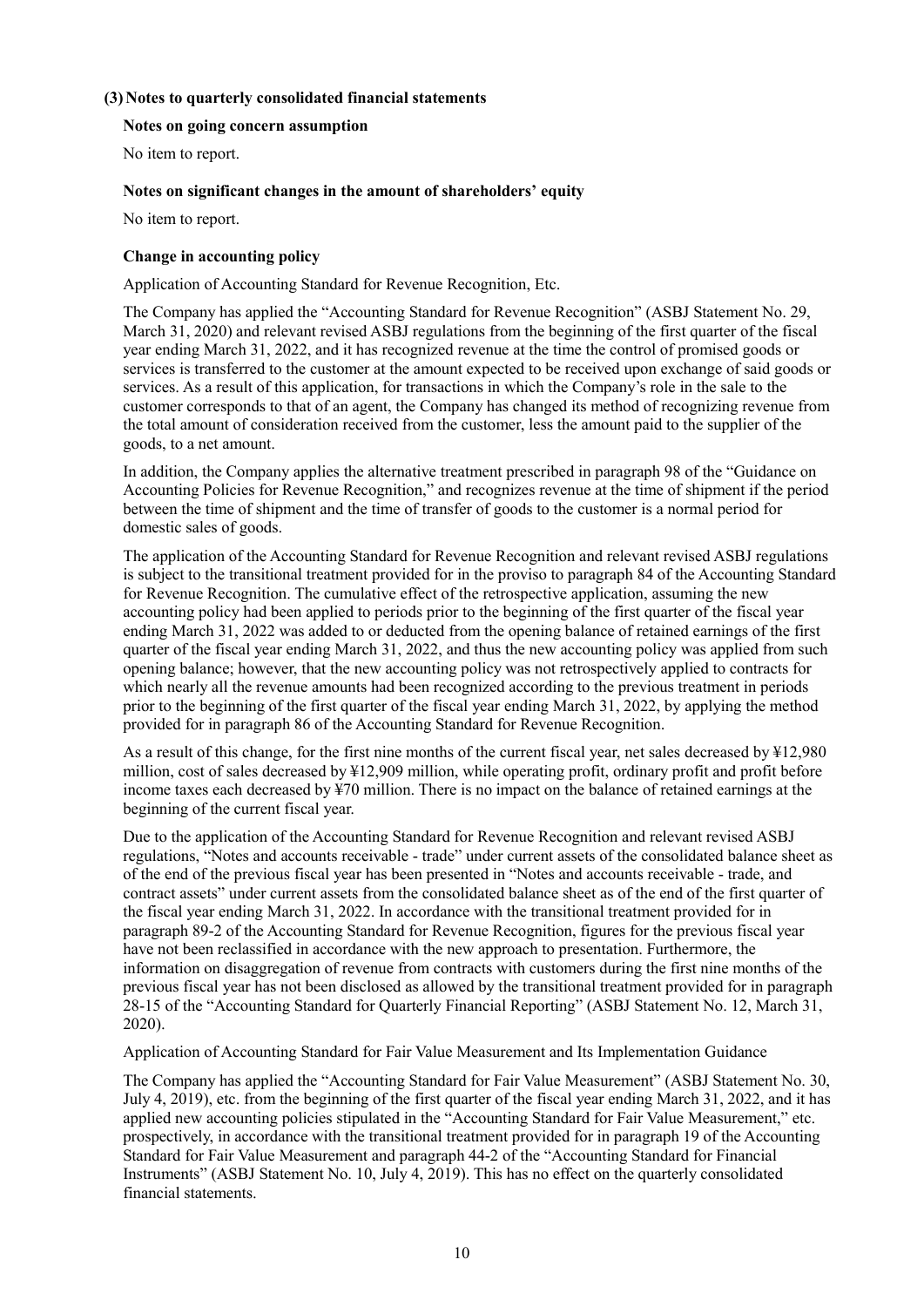### (3) Notes to quarterly consolidated financial statements

**Notes on going concern assumption**

No item to report.

**Notes on significant changes in the amount of shareholders' equity**

No item to report.

**Change in accounting policy**

Application of Accounting Standard for Revenue Recognition, Etc.

The Company has applied the "Accounting Standard for Revenue Recognition" (ASBJ Statement No. 29, March 31, 2020) and relevant revised ASBJ regulations from the beginning of the first quarter of the fiscal year ending March 31, 2022, and it has recognized revenue at the time the control of promised goods or services is transferred to the customer at the amount expected to be received upon exchange of said goods or services. As a result of this application, for transactions in which the Company's role in the sale to the customer corresponds to that of an agent, the Company has changed its method of recognizing revenue from the total amount of consideration received from the customer, less the amount paid to the supplier of the goods, to a net amount.

In addition, the Company applies the alternative treatment prescribed in paragraph 98 of the "Guidance on Accounting Policies for Revenue Recognition," and recognizes revenue at the time of shipment if the period between the time of shipment and the time of transfer of goods to the customer is a normal period for domestic sales of goods.

The application of the Accounting Standard for Revenue Recognition and relevant revised ASBJ regulations is subject to the transitional treatment provided for in the proviso to paragraph 84 of the Accounting Standard for Revenue Recognition. The cumulative effect of the retrospective application, assuming the new accounting policy had been applied to periods prior to the beginning of the first quarter of the fiscal year ending March 31, 2022 was added to or deducted from the opening balance of retained earnings of the first quarter of the fiscal year ending March 31, 2022, and thus the new accounting policy was applied from such opening balance; however, that the new accounting policy was not retrospectively applied to contracts for which nearly all the revenue amounts had been recognized according to the previous treatment in periods prior to the beginning of the first quarter of the fiscal year ending March 31, 2022, by applying the method provided for in paragraph 86 of the Accounting Standard for Revenue Recognition.

As a result of this change, for the first nine months of the current fiscal year, net sales decreased by ¥12,980 million, cost of sales decreased by ¥12,909 million, while operating profit, ordinary profit and profit before income taxes each decreased by ¥70 million. There is no impact on the balance of retained earnings at the beginning of the current fiscal year.

Due to the application of the Accounting Standard for Revenue Recognition and relevant revised ASBJ regulations, "Notes and accounts receivable - trade" under current assets of the consolidated balance sheet as of the end of the previous fiscal year has been presented in "Notes and accounts receivable - trade, and contract assets" under current assets from the consolidated balance sheet as of the end of the first quarter of the fiscal year ending March 31, 2022. In accordance with the transitional treatment provided for in paragraph 89-2 of the Accounting Standard for Revenue Recognition, figures for the previous fiscal year have not been reclassified in accordance with the new approach to presentation. Furthermore, the information on disaggregation of revenue from contracts with customers during the first nine months of the previous fiscal year has not been disclosed as allowed by the transitional treatment provided for in paragraph 28-15 of the "Accounting Standard for Quarterly Financial Reporting" (ASBJ Statement No. 12, March 31, 2020).

Application of Accounting Standard for Fair Value Measurement and Its Implementation Guidance

The Company has applied the "Accounting Standard for Fair Value Measurement" (ASBJ Statement No. 30, July 4, 2019), etc. from the beginning of the first quarter of the fiscal year ending March 31, 2022, and it has applied new accounting policies stipulated in the "Accounting Standard for Fair Value Measurement," etc. prospectively, in accordance with the transitional treatment provided for in paragraph 19 of the Accounting Standard for Fair Value Measurement and paragraph 44-2 of the "Accounting Standard for Financial Instruments" (ASBJ Statement No. 10, July 4, 2019). This has no effect on the quarterly consolidated financial statements.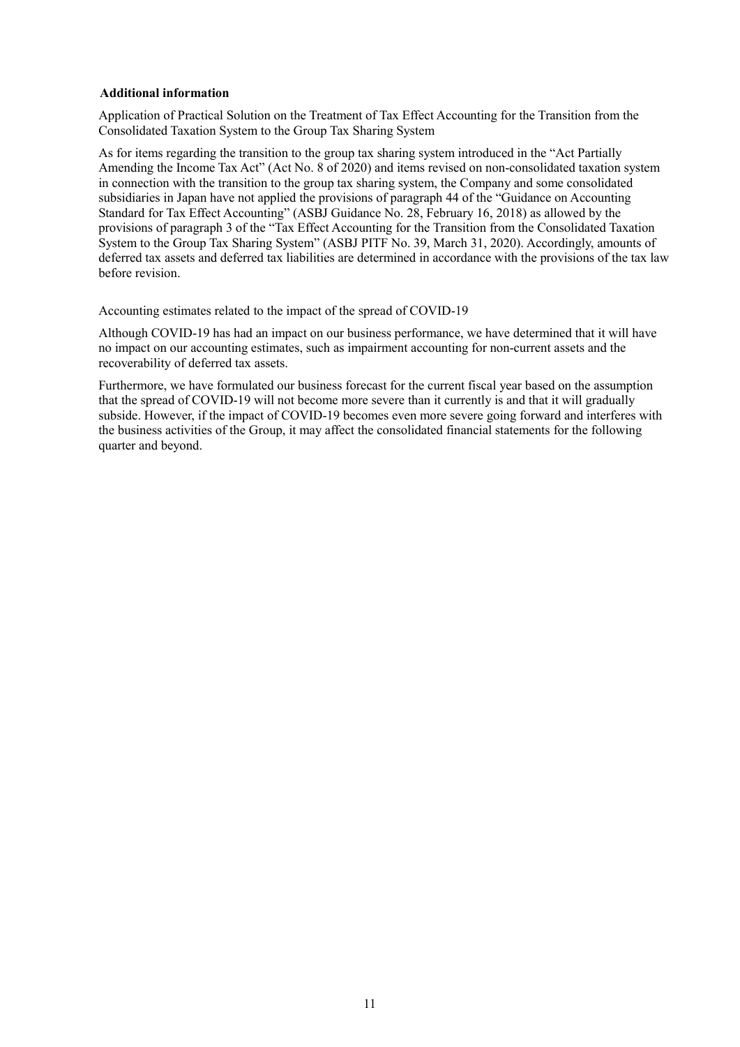### Additional information

Application of Practical Solution on the Treatment of Tax Effect Accounting for the Transition from the Consolidated Taxation System to the Group Tax Sharing System

As for items regarding the transition to the group tax sharing system introduced in the "Act Partially Amending the Income Tax Act" (Act No. 8 of 2020) and items revised on non-consolidated taxation system in connection with the transition to the group tax sharing system, the Company and some consolidated subsidiaries in Japan have not applied the provisions of paragraph 44 of the "Guidance on Accounting Standard for Tax Effect Accounting" (ASBJ Guidance No. 28, February 16, 2018) as allowed by the provisions of paragraph 3 of the "Tax Effect Accounting for the Transition from the Consolidated Taxation System to the Group Tax Sharing System" (ASBJ PITF No. 39, March 31, 2020). Accordingly, amounts of deferred tax assets and deferred tax liabilities are determined in accordance with the provisions of the tax law before revision.

Accounting estimates related to the impact of the spread of COVID-19

Although COVID-19 has had an impact on our business performance, we have determined that it will have no impact on our accounting estimates, such as impairment accounting for non-current assets and the recoverability of deferred tax assets.

Furthermore, we have formulated our business forecast for the current fiscal year based on the assumption that the spread of COVID-19 will not become more severe than it currently is and that it will gradually subside. However, if the impact of COVID-19 becomes even more severe going forward and interferes with the business activities of the Group, it may affect the consolidated financial statements for the following quarter and beyond.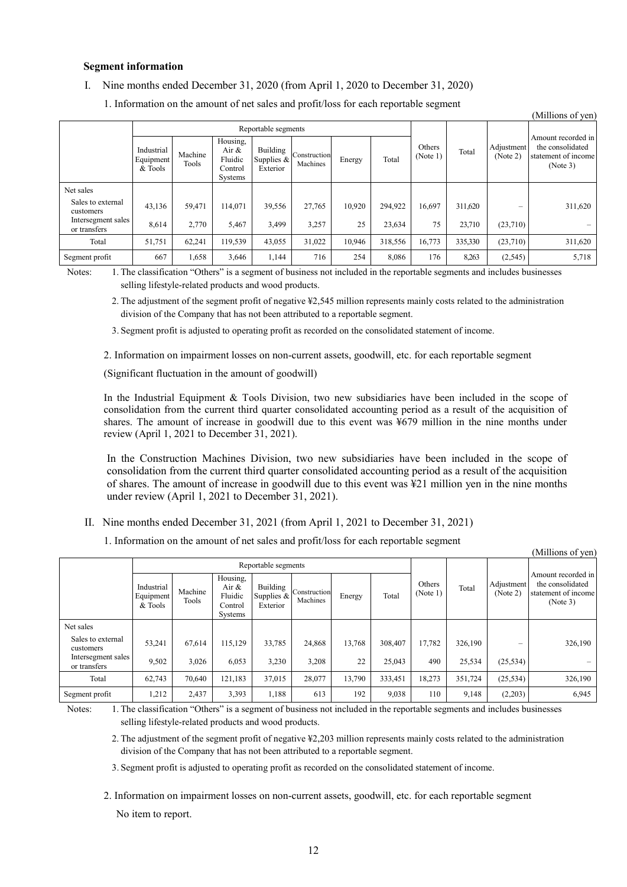### Segment information

I. Nine months ended December 31, 2020 (from April 1, 2020 to December 31, 2020)

1. Information on the amount of net sales and profit/loss for each reportable segment

(Millions of yen)

| | Reportable segments | | | | | | | Others (Note 1) | Total | Adjustment (Note 2) | Amount recorded in the consolidated statement of income (Note 3) |
|---|---|---|---|---|---|---|---|---|---|---|---|
| | Industrial Equipment & Tools | Machine Tools | Housing, Air & Fluidic Control Systems | Building Supplies & Exterior | Construction Machines | Energy | Total | | | | |
| Net sales | | | | | | | | | | | |
| Sales to external customers | 43,136 | 59,471 | 114,071 | 39,556 | 27,765 | 10,920 | 294,922 | 16,697 | 311,620 | – | 311,620 |
| Intersegment sales or transfers | 8,614 | 2,770 | 5,467 | 3,499 | 3,257 | 25 | 23,634 | 75 | 23,710 | (23,710) | – |
| Total | 51,751 | 62,241 | 119,539 | 43,055 | 31,022 | 10,946 | 318,556 | 16,773 | 335,330 | (23,710) | 311,620 |
| Segment profit | 667 | 1,658 | 3,646 | 1,144 | 716 | 254 | 8,086 | 176 | 8,263 | (2,545) | 5,718 |

Notes:
1. The classification "Others" is a segment of business not included in the reportable segments and includes businesses selling lifestyle-related products and wood products.
2. The adjustment of the segment profit of negative ¥2,545 million represents mainly costs related to the administration division of the Company that has not been attributed to a reportable segment.
3. Segment profit is adjusted to operating profit as recorded on the consolidated statement of income.

2. Information on impairment losses on non-current assets, goodwill, etc. for each reportable segment

(Significant fluctuation in the amount of goodwill)

In the Industrial Equipment & Tools Division, two new subsidiaries have been included in the scope of consolidation from the current third quarter consolidated accounting period as a result of the acquisition of shares. The amount of increase in goodwill due to this event was ¥679 million in the nine months under review (April 1, 2021 to December 31, 2021).

In the Construction Machines Division, two new subsidiaries have been included in the scope of consolidation from the current third quarter consolidated accounting period as a result of the acquisition of shares. The amount of increase in goodwill due to this event was ¥21 million yen in the nine months under review (April 1, 2021 to December 31, 2021).

II. Nine months ended December 31, 2021 (from April 1, 2021 to December 31, 2021)

1. Information on the amount of net sales and profit/loss for each reportable segment

(Millions of yen)

| | Reportable segments | | | | | | | Others (Note 1) | Total | Adjustment (Note 2) | Amount recorded in the consolidated statement of income (Note 3) |
|---|---|---|---|---|---|---|---|---|---|---|---|
| | Industrial Equipment & Tools | Machine Tools | Housing, Air & Fluidic Control Systems | Building Supplies & Exterior | Construction Machines | Energy | Total | | | | |
| Net sales | | | | | | | | | | | |
| Sales to external customers | 53,241 | 67,614 | 115,129 | 33,785 | 24,868 | 13,768 | 308,407 | 17,782 | 326,190 | – | 326,190 |
| Intersegment sales or transfers | 9,502 | 3,026 | 6,053 | 3,230 | 3,208 | 22 | 25,043 | 490 | 25,534 | (25,534) | – |
| Total | 62,743 | 70,640 | 121,183 | 37,015 | 28,077 | 13,790 | 333,451 | 18,273 | 351,724 | (25,534) | 326,190 |
| Segment profit | 1,212 | 2,437 | 3,393 | 1,188 | 613 | 192 | 9,038 | 110 | 9,148 | (2,203) | 6,945 |

Notes:
1. The classification "Others" is a segment of business not included in the reportable segments and includes businesses selling lifestyle-related products and wood products.
2. The adjustment of the segment profit of negative ¥2,203 million represents mainly costs related to the administration division of the Company that has not been attributed to a reportable segment.
3. Segment profit is adjusted to operating profit as recorded on the consolidated statement of income.

2. Information on impairment losses on non-current assets, goodwill, etc. for each reportable segment

No item to report.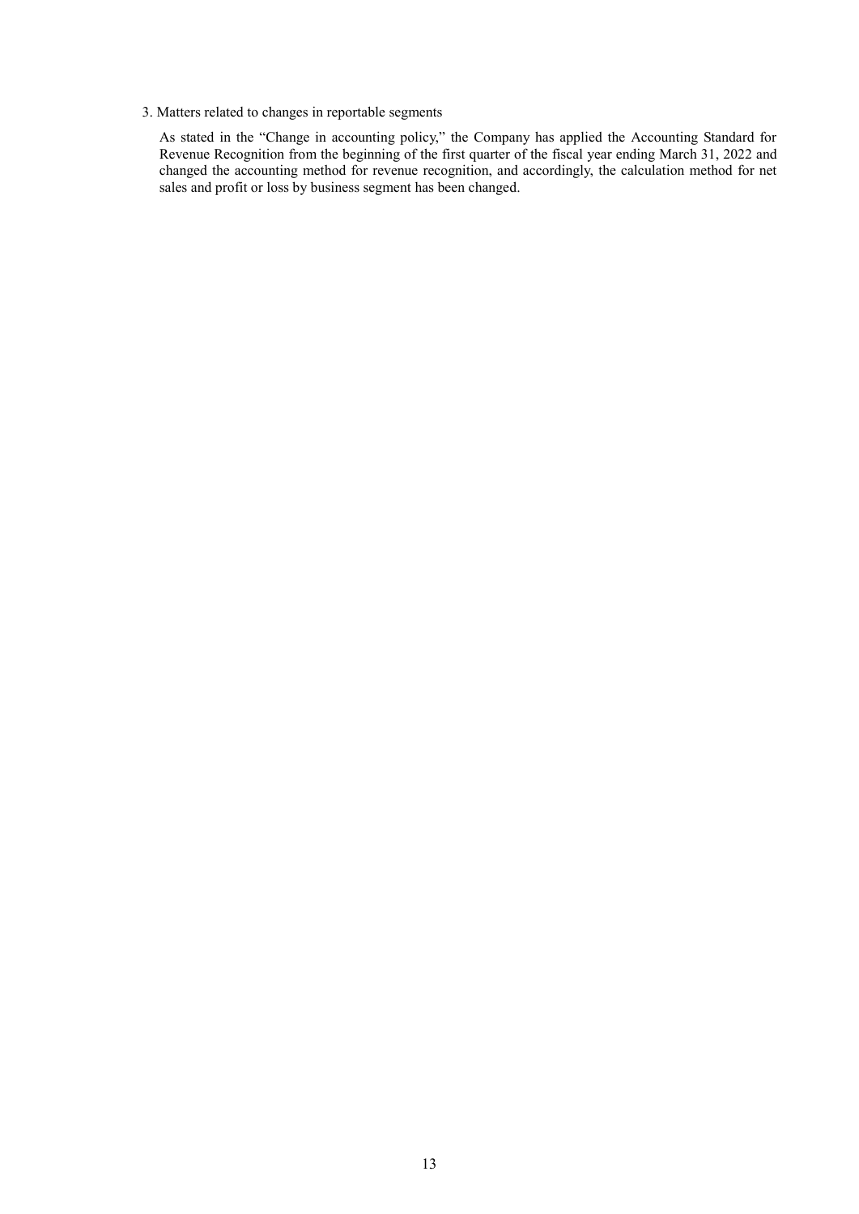3. Matters related to changes in reportable segments

As stated in the "Change in accounting policy," the Company has applied the Accounting Standard for Revenue Recognition from the beginning of the first quarter of the fiscal year ending March 31, 2022 and changed the accounting method for revenue recognition, and accordingly, the calculation method for net sales and profit or loss by business segment has been changed.